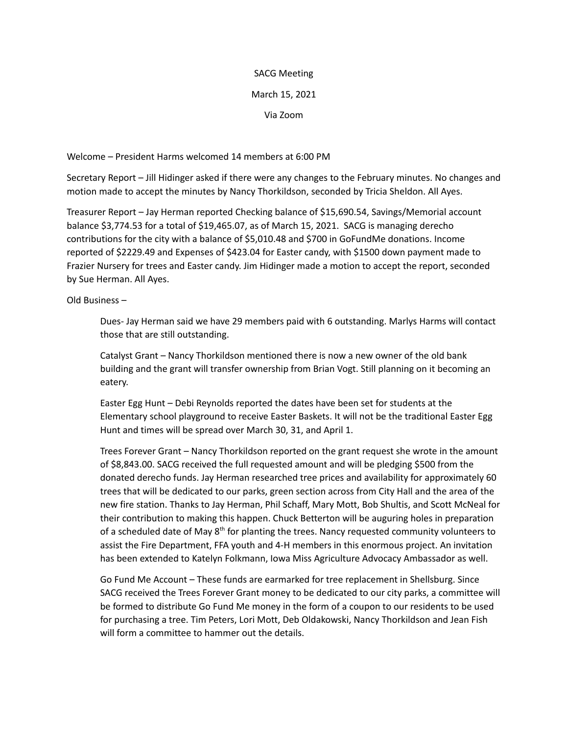SACG Meeting

March 15, 2021

Via Zoom

Welcome – President Harms welcomed 14 members at 6:00 PM

Secretary Report – Jill Hidinger asked if there were any changes to the February minutes. No changes and motion made to accept the minutes by Nancy Thorkildson, seconded by Tricia Sheldon. All Ayes.

Treasurer Report – Jay Herman reported Checking balance of $15,690.54, Savings/Memorial account balance $3,774.53 for a total of $19,465.07, as of March 15, 2021. SACG is managing derecho contributions for the city with a balance of $5,010.48 and $700 in GoFundMe donations. Income reported of $2229.49 and Expenses of $423.04 for Easter candy, with $1500 down payment made to Frazier Nursery for trees and Easter candy. Jim Hidinger made a motion to accept the report, seconded by Sue Herman. All Ayes.

Old Business –

Dues- Jay Herman said we have 29 members paid with 6 outstanding. Marlys Harms will contact those that are still outstanding.

Catalyst Grant – Nancy Thorkildson mentioned there is now a new owner of the old bank building and the grant will transfer ownership from Brian Vogt. Still planning on it becoming an eatery.

Easter Egg Hunt – Debi Reynolds reported the dates have been set for students at the Elementary school playground to receive Easter Baskets. It will not be the traditional Easter Egg Hunt and times will be spread over March 30, 31, and April 1.

Trees Forever Grant – Nancy Thorkildson reported on the grant request she wrote in the amount of $8,843.00. SACG received the full requested amount and will be pledging $500 from the donated derecho funds. Jay Herman researched tree prices and availability for approximately 60 trees that will be dedicated to our parks, green section across from City Hall and the area of the new fire station. Thanks to Jay Herman, Phil Schaff, Mary Mott, Bob Shultis, and Scott McNeal for their contribution to making this happen. Chuck Betterton will be auguring holes in preparation of a scheduled date of May 8th for planting the trees. Nancy requested community volunteers to assist the Fire Department, FFA youth and 4-H members in this enormous project. An invitation has been extended to Katelyn Folkmann, Iowa Miss Agriculture Advocacy Ambassador as well.

Go Fund Me Account – These funds are earmarked for tree replacement in Shellsburg. Since SACG received the Trees Forever Grant money to be dedicated to our city parks, a committee will be formed to distribute Go Fund Me money in the form of a coupon to our residents to be used for purchasing a tree. Tim Peters, Lori Mott, Deb Oldakowski, Nancy Thorkildson and Jean Fish will form a committee to hammer out the details.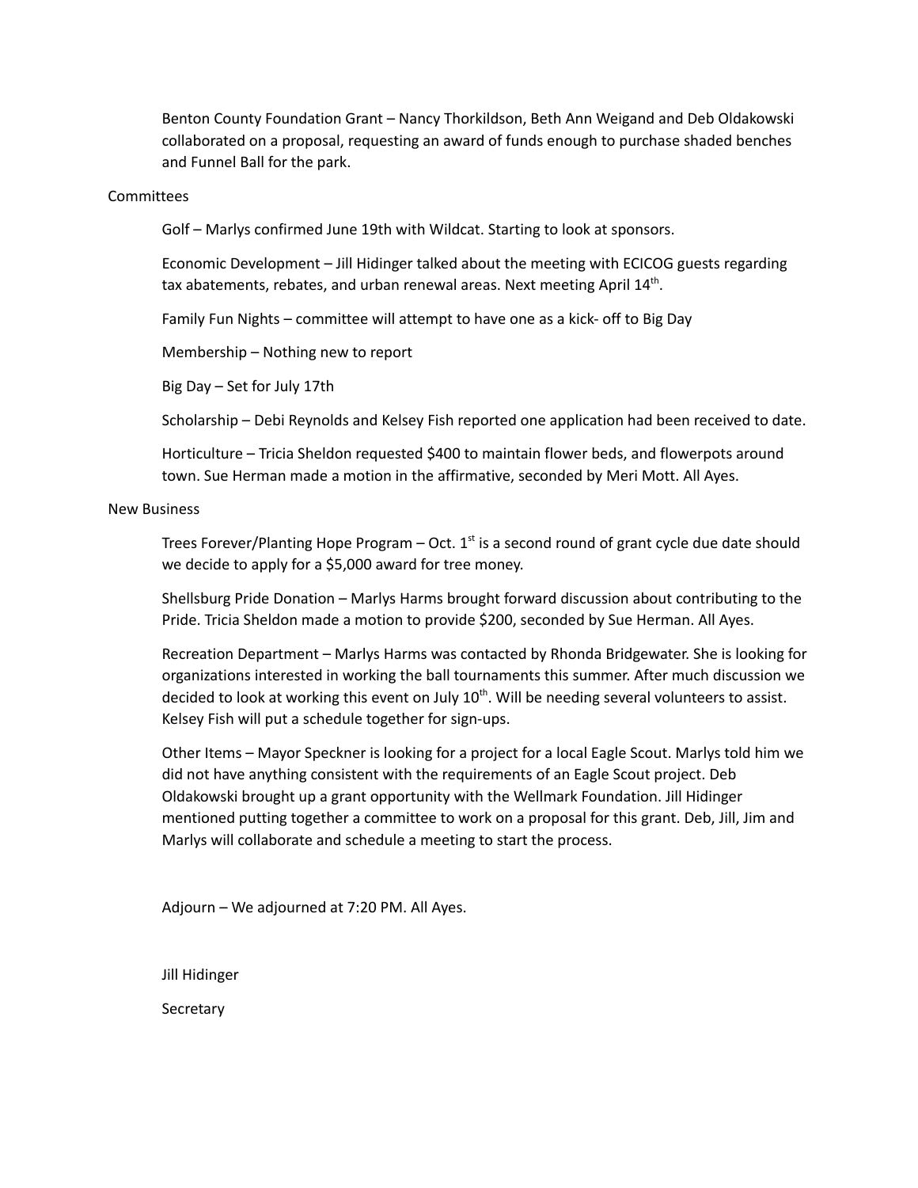Benton County Foundation Grant – Nancy Thorkildson, Beth Ann Weigand and Deb Oldakowski collaborated on a proposal, requesting an award of funds enough to purchase shaded benches and Funnel Ball for the park.

Committees

Golf – Marlys confirmed June 19th with Wildcat. Starting to look at sponsors.

Economic Development – Jill Hidinger talked about the meeting with ECICOG guests regarding tax abatements, rebates, and urban renewal areas. Next meeting April 14th.

Family Fun Nights – committee will attempt to have one as a kick- off to Big Day

Membership – Nothing new to report

Big Day – Set for July 17th

Scholarship – Debi Reynolds and Kelsey Fish reported one application had been received to date.

Horticulture – Tricia Sheldon requested $400 to maintain flower beds, and flowerpots around town. Sue Herman made a motion in the affirmative, seconded by Meri Mott. All Ayes.

New Business

Trees Forever/Planting Hope Program – Oct. 1st is a second round of grant cycle due date should we decide to apply for a $5,000 award for tree money.

Shellsburg Pride Donation – Marlys Harms brought forward discussion about contributing to the Pride. Tricia Sheldon made a motion to provide $200, seconded by Sue Herman. All Ayes.

Recreation Department – Marlys Harms was contacted by Rhonda Bridgewater. She is looking for organizations interested in working the ball tournaments this summer. After much discussion we decided to look at working this event on July 10th. Will be needing several volunteers to assist. Kelsey Fish will put a schedule together for sign-ups.

Other Items – Mayor Speckner is looking for a project for a local Eagle Scout. Marlys told him we did not have anything consistent with the requirements of an Eagle Scout project. Deb Oldakowski brought up a grant opportunity with the Wellmark Foundation. Jill Hidinger mentioned putting together a committee to work on a proposal for this grant. Deb, Jill, Jim and Marlys will collaborate and schedule a meeting to start the process.

Adjourn – We adjourned at 7:20 PM. All Ayes.

Jill Hidinger

Secretary